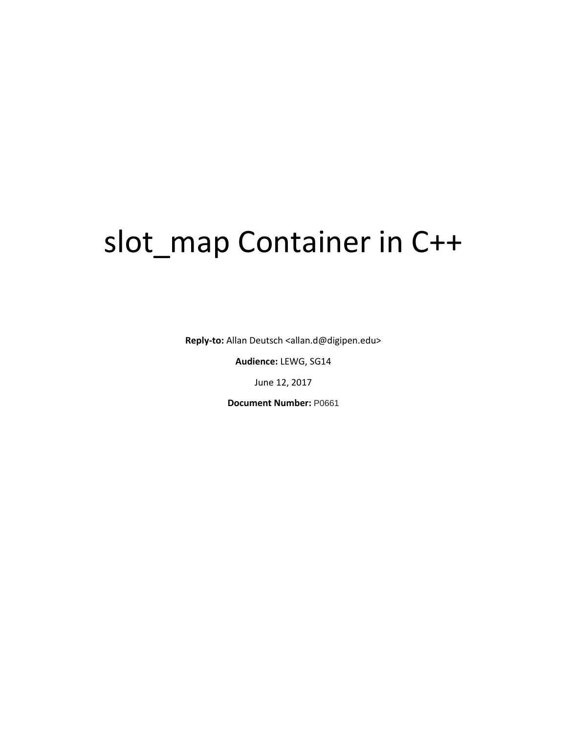# slot_map Container in C++

**Reply-to:** Allan Deutsch <allan.d@digipen.edu>

**Audience:** LEWG, SG14

June 12, 2017

**Document Number:** P0661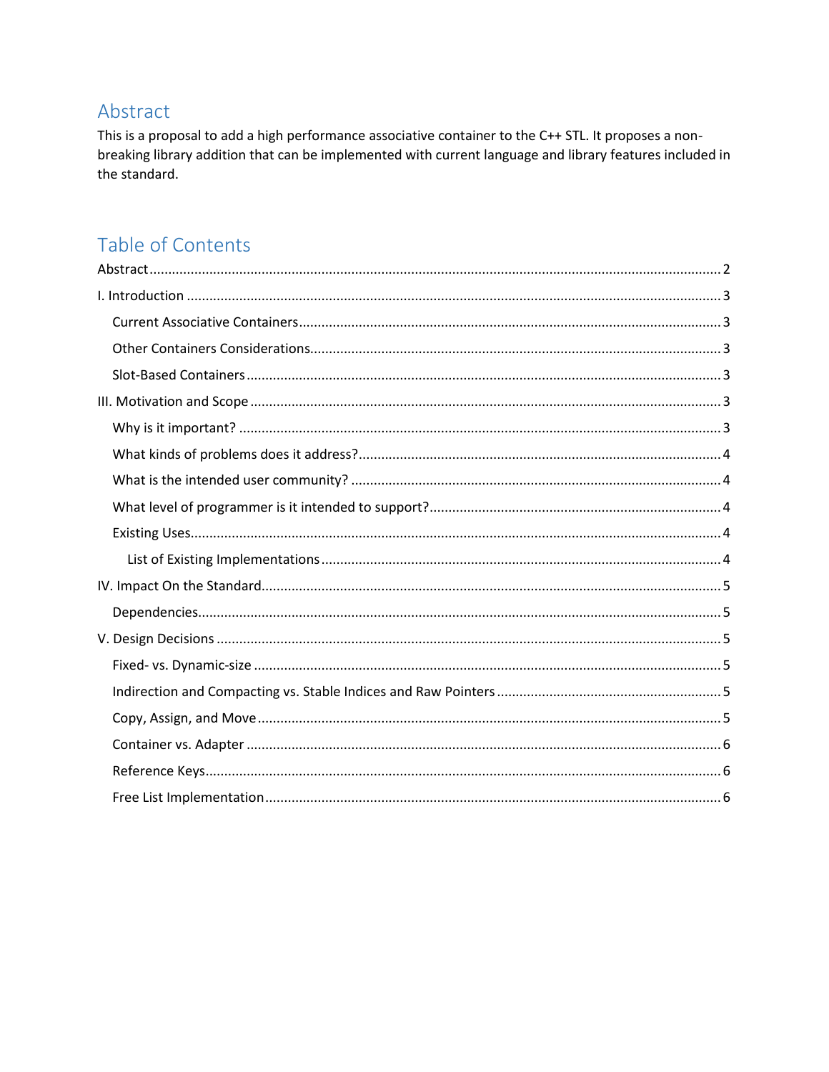# Abstract

This is a proposal to add a high performance associative container to the C++ STL. It proposes a non-breaking library addition that can be implemented with current language and library features included in the standard.

# Table of Contents

Abstract.......................................................................................................................................... 2

I. Introduction ................................................................................................................................ 3

- Current Associative Containers................................................................................................ 3
- Other Containers Considerations.............................................................................................. 3
- Slot-Based Containers .............................................................................................................. 3

III. Motivation and Scope .............................................................................................................. 3

- Why is it important? ................................................................................................................ 3
- What kinds of problems does it address?................................................................................. 4
- What is the intended user community? ................................................................................... 4
- What level of programmer is it intended to support?.............................................................. 4
- Existing Uses............................................................................................................................. 4
  - List of Existing Implementations .......................................................................................... 4

IV. Impact On the Standard............................................................................................................ 5

- Dependencies............................................................................................................................ 5

V. Design Decisions ....................................................................................................................... 5

- Fixed- vs. Dynamic-size ............................................................................................................ 5
- Indirection and Compacting vs. Stable Indices and Raw Pointers ............................................ 5
- Copy, Assign, and Move ........................................................................................................... 5
- Container vs. Adapter ............................................................................................................... 6
- Reference Keys.......................................................................................................................... 6
- Free List Implementation .......................................................................................................... 6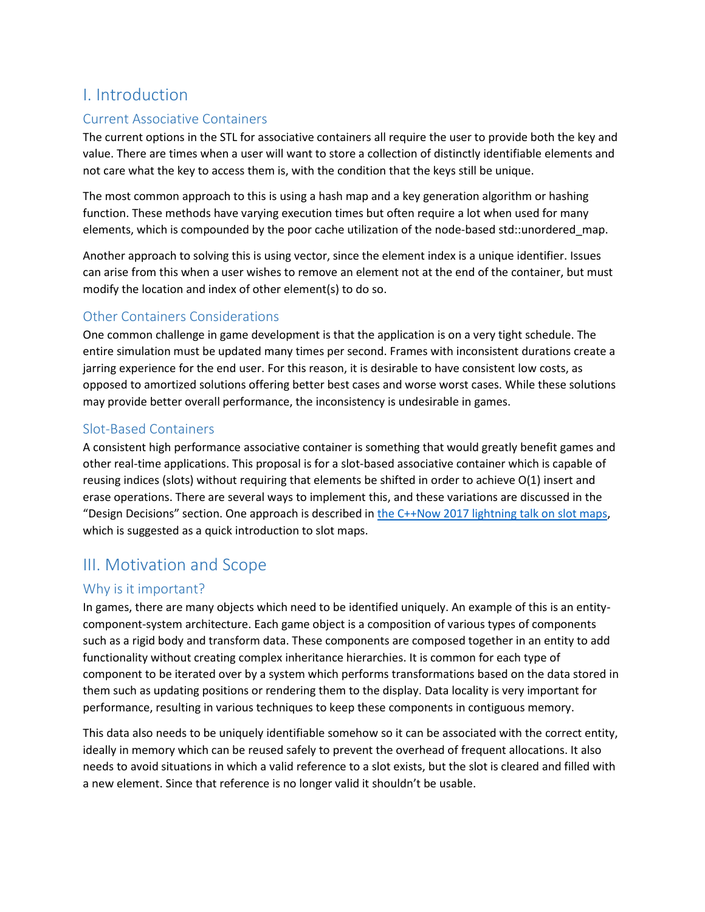# I. Introduction

## Current Associative Containers

The current options in the STL for associative containers all require the user to provide both the key and value. There are times when a user will want to store a collection of distinctly identifiable elements and not care what the key to access them is, with the condition that the keys still be unique.

The most common approach to this is using a hash map and a key generation algorithm or hashing function. These methods have varying execution times but often require a lot when used for many elements, which is compounded by the poor cache utilization of the node-based std::unordered_map.

Another approach to solving this is using vector, since the element index is a unique identifier. Issues can arise from this when a user wishes to remove an element not at the end of the container, but must modify the location and index of other element(s) to do so.

## Other Containers Considerations

One common challenge in game development is that the application is on a very tight schedule. The entire simulation must be updated many times per second. Frames with inconsistent durations create a jarring experience for the end user. For this reason, it is desirable to have consistent low costs, as opposed to amortized solutions offering better best cases and worse worst cases. While these solutions may provide better overall performance, the inconsistency is undesirable in games.

## Slot-Based Containers

A consistent high performance associative container is something that would greatly benefit games and other real-time applications. This proposal is for a slot-based associative container which is capable of reusing indices (slots) without requiring that elements be shifted in order to achieve O(1) insert and erase operations. There are several ways to implement this, and these variations are discussed in the "Design Decisions" section. One approach is described in the C++Now 2017 lightning talk on slot maps, which is suggested as a quick introduction to slot maps.

# III. Motivation and Scope

## Why is it important?

In games, there are many objects which need to be identified uniquely. An example of this is an entity-component-system architecture. Each game object is a composition of various types of components such as a rigid body and transform data. These components are composed together in an entity to add functionality without creating complex inheritance hierarchies. It is common for each type of component to be iterated over by a system which performs transformations based on the data stored in them such as updating positions or rendering them to the display. Data locality is very important for performance, resulting in various techniques to keep these components in contiguous memory.

This data also needs to be uniquely identifiable somehow so it can be associated with the correct entity, ideally in memory which can be reused safely to prevent the overhead of frequent allocations. It also needs to avoid situations in which a valid reference to a slot exists, but the slot is cleared and filled with a new element. Since that reference is no longer valid it shouldn't be usable.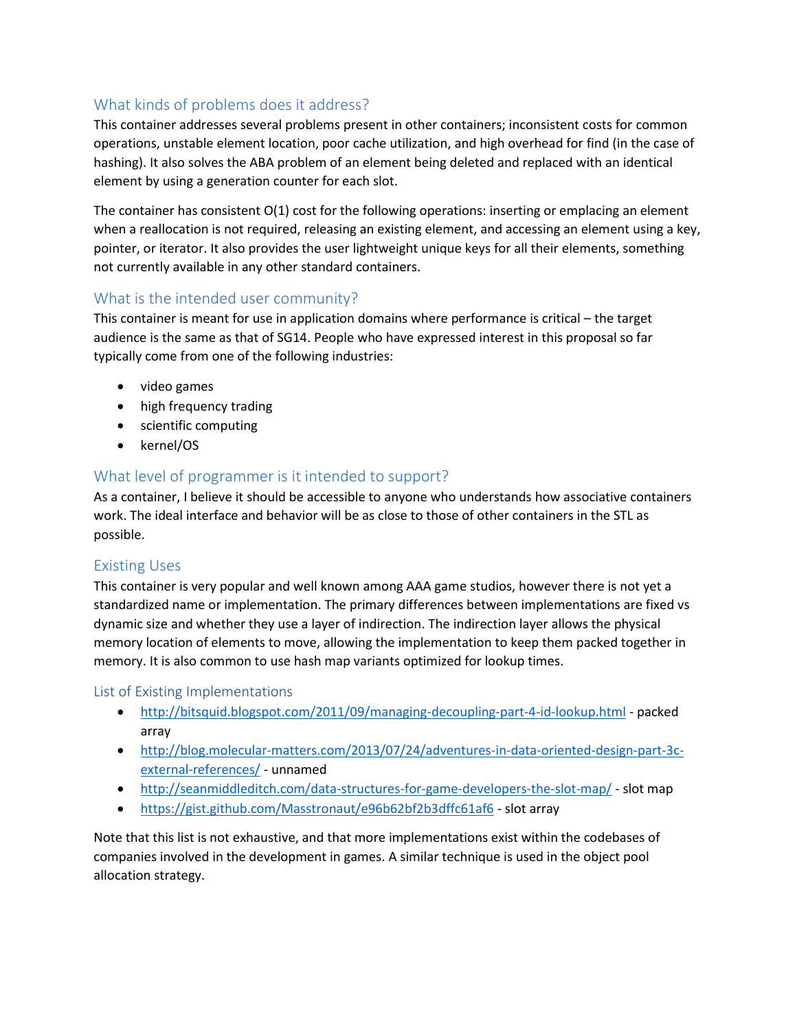## What kinds of problems does it address?

This container addresses several problems present in other containers; inconsistent costs for common operations, unstable element location, poor cache utilization, and high overhead for find (in the case of hashing). It also solves the ABA problem of an element being deleted and replaced with an identical element by using a generation counter for each slot.

The container has consistent O(1) cost for the following operations: inserting or emplacing an element when a reallocation is not required, releasing an existing element, and accessing an element using a key, pointer, or iterator. It also provides the user lightweight unique keys for all their elements, something not currently available in any other standard containers.

## What is the intended user community?

This container is meant for use in application domains where performance is critical – the target audience is the same as that of SG14. People who have expressed interest in this proposal so far typically come from one of the following industries:

- video games
- high frequency trading
- scientific computing
- kernel/OS

## What level of programmer is it intended to support?

As a container, I believe it should be accessible to anyone who understands how associative containers work. The ideal interface and behavior will be as close to those of other containers in the STL as possible.

## Existing Uses

This container is very popular and well known among AAA game studios, however there is not yet a standardized name or implementation. The primary differences between implementations are fixed vs dynamic size and whether they use a layer of indirection. The indirection layer allows the physical memory location of elements to move, allowing the implementation to keep them packed together in memory. It is also common to use hash map variants optimized for lookup times.

### List of Existing Implementations

- http://bitsquid.blogspot.com/2011/09/managing-decoupling-part-4-id-lookup.html - packed array
- http://blog.molecular-matters.com/2013/07/24/adventures-in-data-oriented-design-part-3c-external-references/ - unnamed
- http://seanmiddleditch.com/data-structures-for-game-developers-the-slot-map/ - slot map
- https://gist.github.com/Masstronaut/e96b62bf2b3dffc61af6 - slot array

Note that this list is not exhaustive, and that more implementations exist within the codebases of companies involved in the development in games. A similar technique is used in the object pool allocation strategy.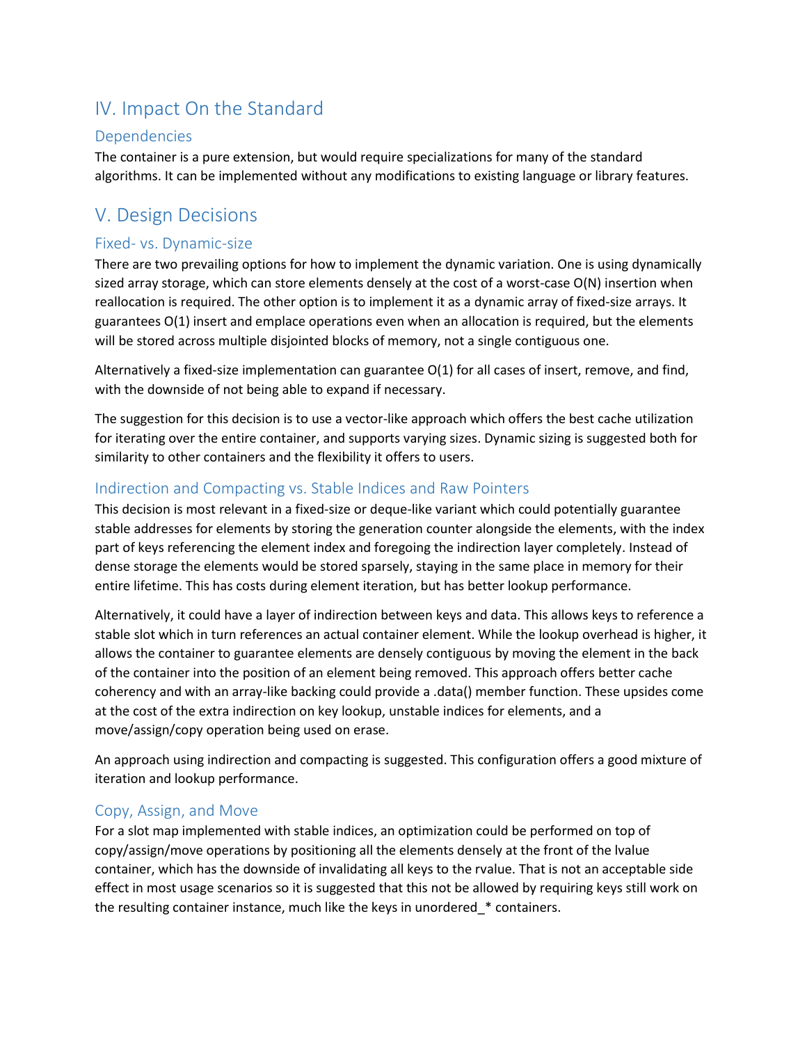# IV. Impact On the Standard

## Dependencies

The container is a pure extension, but would require specializations for many of the standard algorithms. It can be implemented without any modifications to existing language or library features.

# V. Design Decisions

## Fixed- vs. Dynamic-size

There are two prevailing options for how to implement the dynamic variation. One is using dynamically sized array storage, which can store elements densely at the cost of a worst-case O(N) insertion when reallocation is required. The other option is to implement it as a dynamic array of fixed-size arrays. It guarantees O(1) insert and emplace operations even when an allocation is required, but the elements will be stored across multiple disjointed blocks of memory, not a single contiguous one.

Alternatively a fixed-size implementation can guarantee O(1) for all cases of insert, remove, and find, with the downside of not being able to expand if necessary.

The suggestion for this decision is to use a vector-like approach which offers the best cache utilization for iterating over the entire container, and supports varying sizes. Dynamic sizing is suggested both for similarity to other containers and the flexibility it offers to users.

## Indirection and Compacting vs. Stable Indices and Raw Pointers

This decision is most relevant in a fixed-size or deque-like variant which could potentially guarantee stable addresses for elements by storing the generation counter alongside the elements, with the index part of keys referencing the element index and foregoing the indirection layer completely. Instead of dense storage the elements would be stored sparsely, staying in the same place in memory for their entire lifetime. This has costs during element iteration, but has better lookup performance.

Alternatively, it could have a layer of indirection between keys and data. This allows keys to reference a stable slot which in turn references an actual container element. While the lookup overhead is higher, it allows the container to guarantee elements are densely contiguous by moving the element in the back of the container into the position of an element being removed. This approach offers better cache coherency and with an array-like backing could provide a .data() member function. These upsides come at the cost of the extra indirection on key lookup, unstable indices for elements, and a move/assign/copy operation being used on erase.

An approach using indirection and compacting is suggested. This configuration offers a good mixture of iteration and lookup performance.

## Copy, Assign, and Move

For a slot map implemented with stable indices, an optimization could be performed on top of copy/assign/move operations by positioning all the elements densely at the front of the lvalue container, which has the downside of invalidating all keys to the rvalue. That is not an acceptable side effect in most usage scenarios so it is suggested that this not be allowed by requiring keys still work on the resulting container instance, much like the keys in unordered_* containers.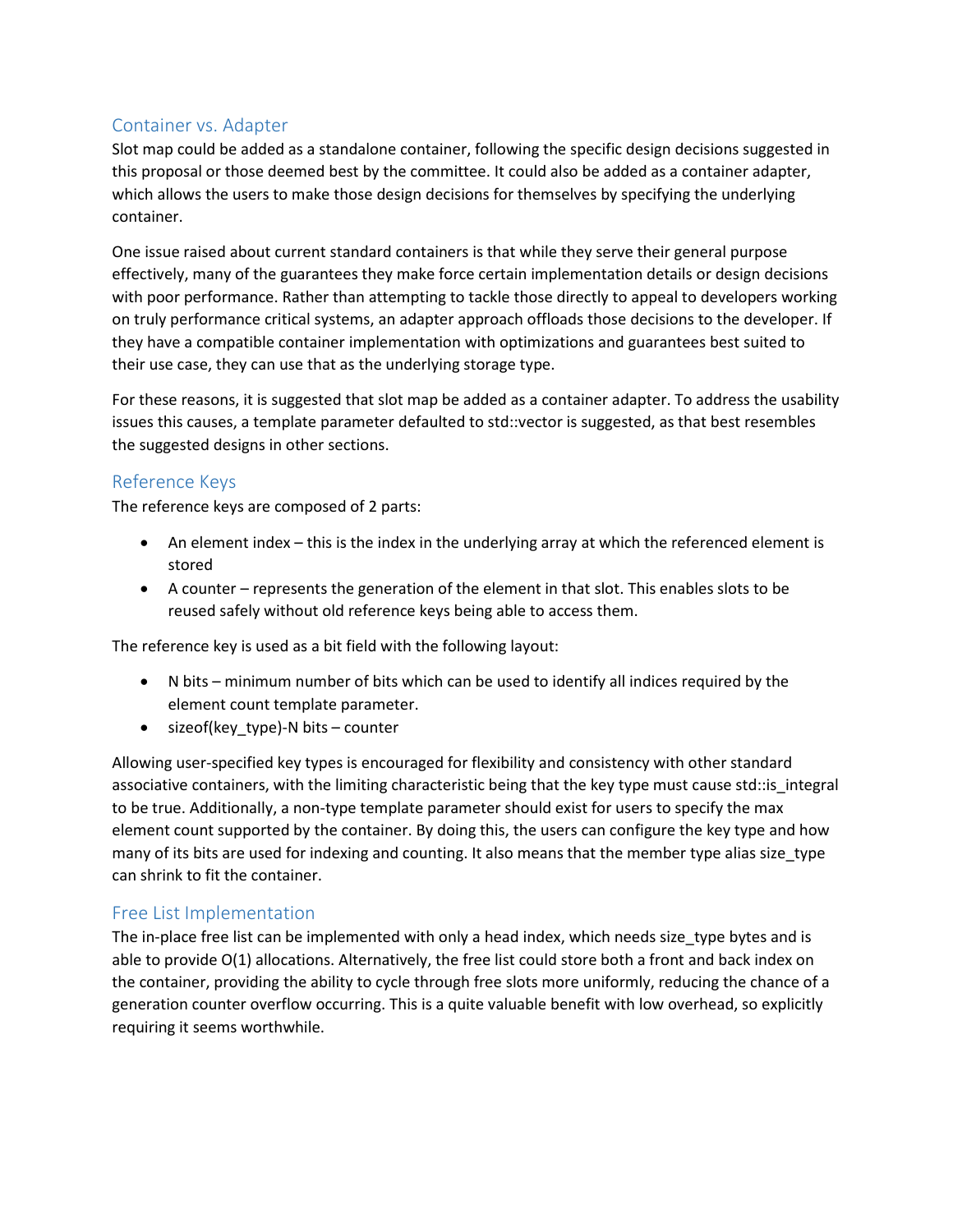## Container vs. Adapter

Slot map could be added as a standalone container, following the specific design decisions suggested in this proposal or those deemed best by the committee. It could also be added as a container adapter, which allows the users to make those design decisions for themselves by specifying the underlying container.

One issue raised about current standard containers is that while they serve their general purpose effectively, many of the guarantees they make force certain implementation details or design decisions with poor performance. Rather than attempting to tackle those directly to appeal to developers working on truly performance critical systems, an adapter approach offloads those decisions to the developer. If they have a compatible container implementation with optimizations and guarantees best suited to their use case, they can use that as the underlying storage type.

For these reasons, it is suggested that slot map be added as a container adapter. To address the usability issues this causes, a template parameter defaulted to std::vector is suggested, as that best resembles the suggested designs in other sections.

## Reference Keys

The reference keys are composed of 2 parts:

- An element index – this is the index in the underlying array at which the referenced element is stored
- A counter – represents the generation of the element in that slot. This enables slots to be reused safely without old reference keys being able to access them.

The reference key is used as a bit field with the following layout:

- N bits – minimum number of bits which can be used to identify all indices required by the element count template parameter.
- sizeof(key_type)-N bits – counter

Allowing user-specified key types is encouraged for flexibility and consistency with other standard associative containers, with the limiting characteristic being that the key type must cause std::is_integral to be true. Additionally, a non-type template parameter should exist for users to specify the max element count supported by the container. By doing this, the users can configure the key type and how many of its bits are used for indexing and counting. It also means that the member type alias size_type can shrink to fit the container.

## Free List Implementation

The in-place free list can be implemented with only a head index, which needs size_type bytes and is able to provide O(1) allocations. Alternatively, the free list could store both a front and back index on the container, providing the ability to cycle through free slots more uniformly, reducing the chance of a generation counter overflow occurring. This is a quite valuable benefit with low overhead, so explicitly requiring it seems worthwhile.